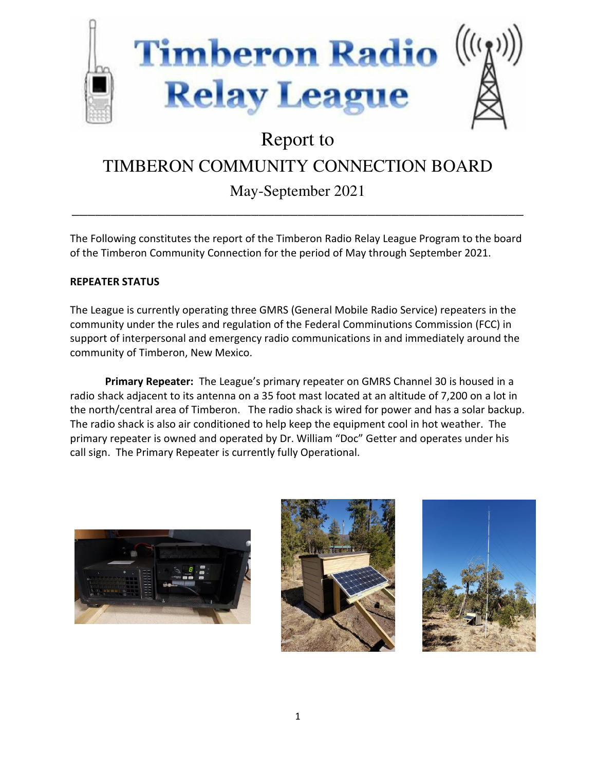# Timberon Radio Relay League

Report to

TIMBERON COMMUNITY CONNECTION BOARD

May-September 2021

---

The Following constitutes the report of the Timberon Radio Relay League Program to the board of the Timberon Community Connection for the period of May through September 2021.

**REPEATER STATUS**

The League is currently operating three GMRS (General Mobile Radio Service) repeaters in the community under the rules and regulation of the Federal Comminutions Commission (FCC) in support of interpersonal and emergency radio communications in and immediately around the community of Timberon, New Mexico.

**Primary Repeater:** The League's primary repeater on GMRS Channel 30 is housed in a radio shack adjacent to its antenna on a 35 foot mast located at an altitude of 7,200 on a lot in the north/central area of Timberon. The radio shack is wired for power and has a solar backup. The radio shack is also air conditioned to help keep the equipment cool in hot weather. The primary repeater is owned and operated by Dr. William "Doc" Getter and operates under his call sign. The Primary Repeater is currently fully Operational.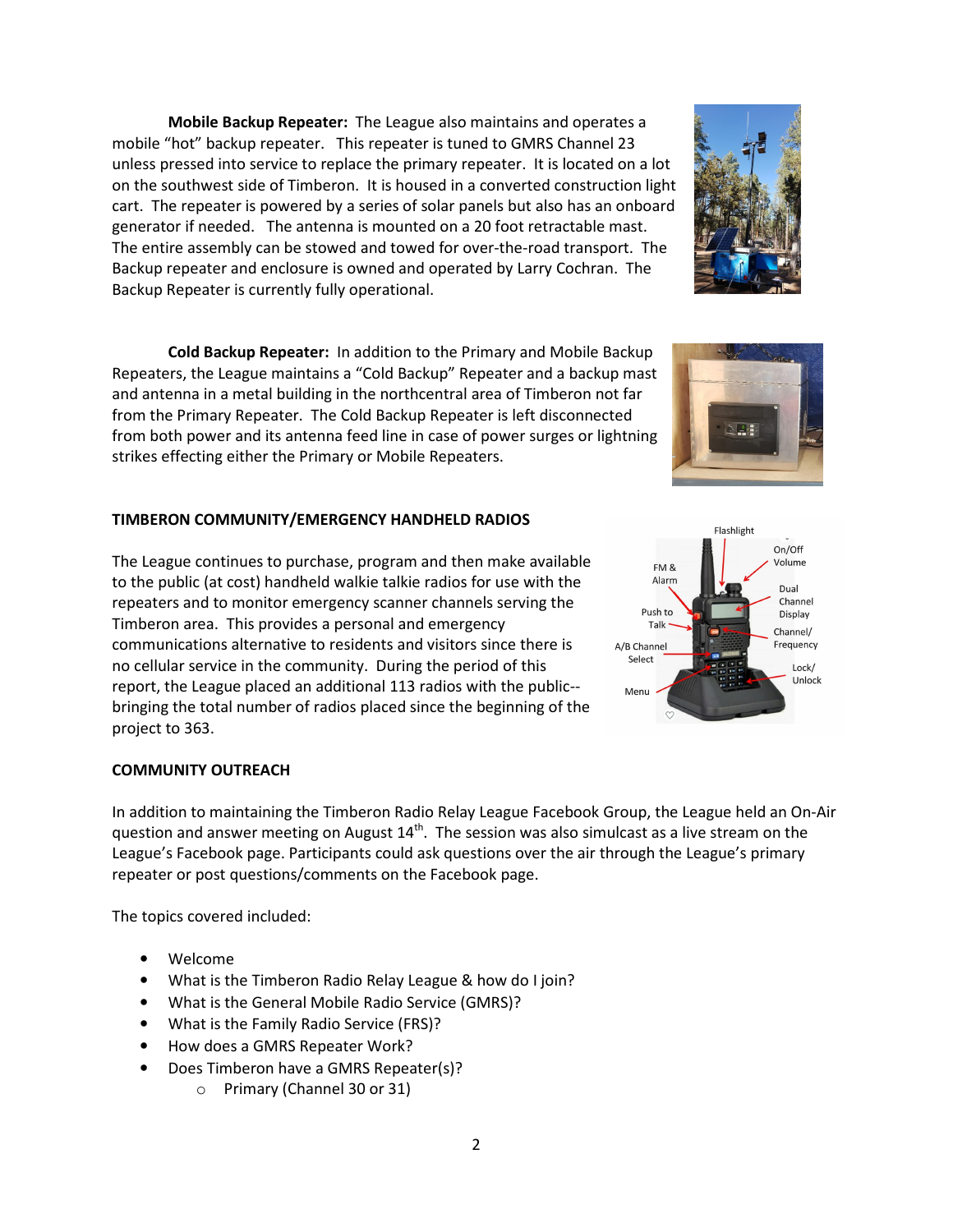**Mobile Backup Repeater:** The League also maintains and operates a mobile "hot" backup repeater. This repeater is tuned to GMRS Channel 23 unless pressed into service to replace the primary repeater. It is located on a lot on the southwest side of Timberon. It is housed in a converted construction light cart. The repeater is powered by a series of solar panels but also has an onboard generator if needed. The antenna is mounted on a 20 foot retractable mast. The entire assembly can be stowed and towed for over-the-road transport. The Backup repeater and enclosure is owned and operated by Larry Cochran. The Backup Repeater is currently fully operational.

**Cold Backup Repeater:** In addition to the Primary and Mobile Backup Repeaters, the League maintains a "Cold Backup" Repeater and a backup mast and antenna in a metal building in the northcentral area of Timberon not far from the Primary Repeater. The Cold Backup Repeater is left disconnected from both power and its antenna feed line in case of power surges or lightning strikes effecting either the Primary or Mobile Repeaters.

**TIMBERON COMMUNITY/EMERGENCY HANDHELD RADIOS**

The League continues to purchase, program and then make available to the public (at cost) handheld walkie talkie radios for use with the repeaters and to monitor emergency scanner channels serving the Timberon area. This provides a personal and emergency communications alternative to residents and visitors since there is no cellular service in the community. During the period of this report, the League placed an additional 113 radios with the public--bringing the total number of radios placed since the beginning of the project to 363.

**COMMUNITY OUTREACH**

In addition to maintaining the Timberon Radio Relay League Facebook Group, the League held an On-Air question and answer meeting on August 14th. The session was also simulcast as a live stream on the League's Facebook page. Participants could ask questions over the air through the League's primary repeater or post questions/comments on the Facebook page.

The topics covered included:

- Welcome
- What is the Timberon Radio Relay League & how do I join?
- What is the General Mobile Radio Service (GMRS)?
- What is the Family Radio Service (FRS)?
- How does a GMRS Repeater Work?
- Does Timberon have a GMRS Repeater(s)?
    - Primary (Channel 30 or 31)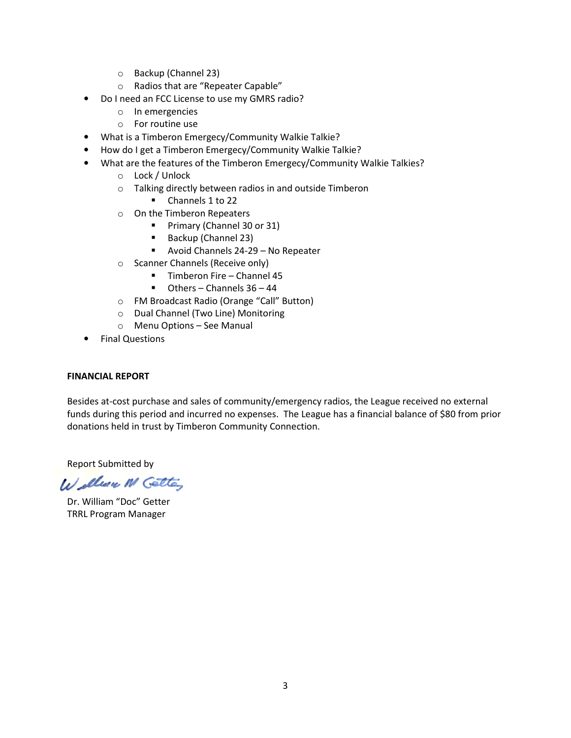- Backup (Channel 23)
    - Radios that are "Repeater Capable"
- Do I need an FCC License to use my GMRS radio?
    - In emergencies
    - For routine use
- What is a Timberon Emergecy/Community Walkie Talkie?
- How do I get a Timberon Emergecy/Community Walkie Talkie?
- What are the features of the Timberon Emergecy/Community Walkie Talkies?
    - Lock / Unlock
    - Talking directly between radios in and outside Timberon
        - Channels 1 to 22
    - On the Timberon Repeaters
        - Primary (Channel 30 or 31)
        - Backup (Channel 23)
        - Avoid Channels 24-29 – No Repeater
    - Scanner Channels (Receive only)
        - Timberon Fire – Channel 45
        - Others – Channels 36 – 44
    - FM Broadcast Radio (Orange "Call" Button)
    - Dual Channel (Two Line) Monitoring
    - Menu Options – See Manual
- Final Questions

**FINANCIAL REPORT**

Besides at-cost purchase and sales of community/emergency radios, the League received no external funds during this period and incurred no expenses. The League has a financial balance of $80 from prior donations held in trust by Timberon Community Connection.

Report Submitted by

William M Getter

Dr. William "Doc" Getter
TRRL Program Manager